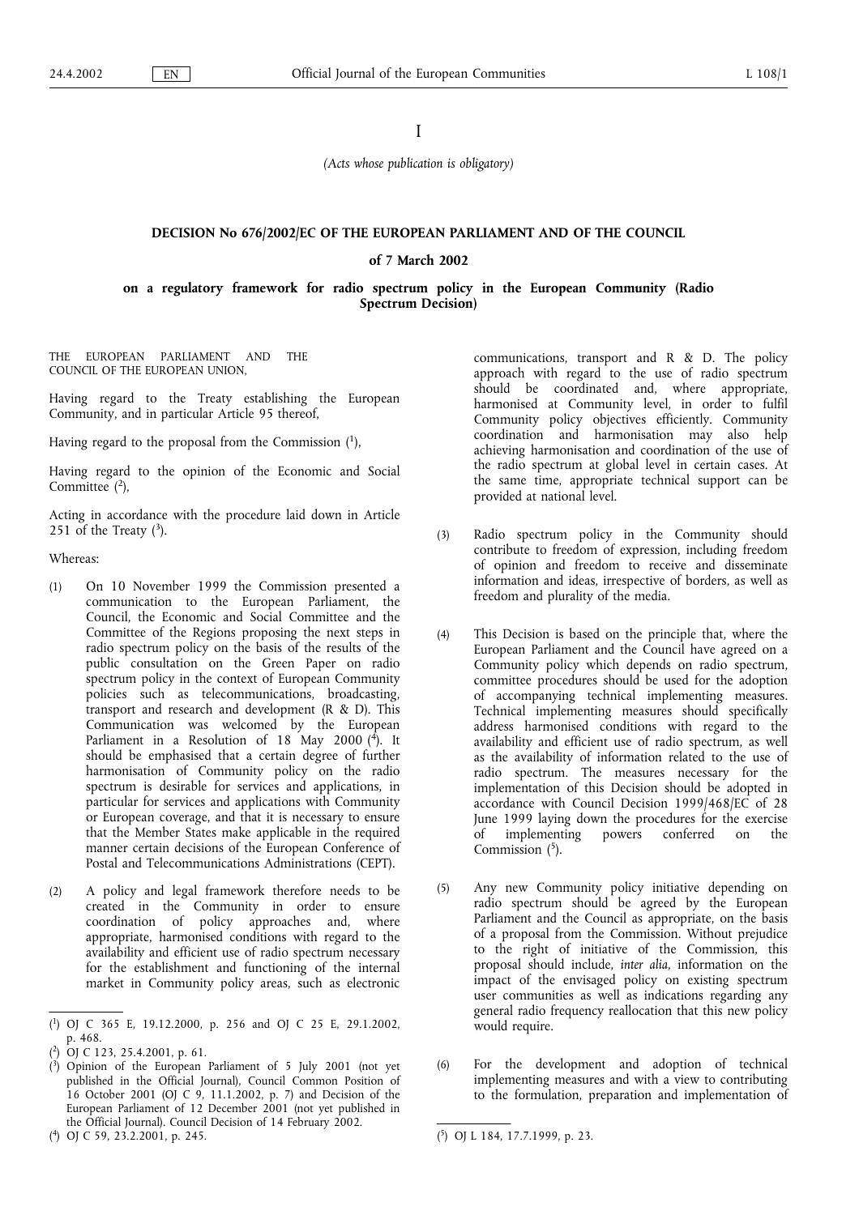I

*(Acts whose publication is obligatory)*

**DECISION No 676/2002/EC OF THE EUROPEAN PARLIAMENT AND OF THE COUNCIL**

**of 7 March 2002**

**on a regulatory framework for radio spectrum policy in the European Community (Radio Spectrum Decision)**

THE EUROPEAN PARLIAMENT AND THE COUNCIL OF THE EUROPEAN UNION,

Having regard to the Treaty establishing the European Community, and in particular Article 95 thereof,

Having regard to the proposal from the Commission ([1]),

Having regard to the opinion of the Economic and Social Committee ([2]),

Acting in accordance with the procedure laid down in Article 251 of the Treaty ([3]).

Whereas:

(1) On 10 November 1999 the Commission presented a communication to the European Parliament, the Council, the Economic and Social Committee and the Committee of the Regions proposing the next steps in radio spectrum policy on the basis of the results of the public consultation on the Green Paper on radio spectrum policy in the context of European Community policies such as telecommunications, broadcasting, transport and research and development (R & D). This Communication was welcomed by the European Parliament in a Resolution of 18 May 2000 ([4]). It should be emphasised that a certain degree of further harmonisation of Community policy on the radio spectrum is desirable for services and applications, in particular for services and applications with Community or European coverage, and that it is necessary to ensure that the Member States make applicable in the required manner certain decisions of the European Conference of Postal and Telecommunications Administrations (CEPT).

(2) A policy and legal framework therefore needs to be created in the Community in order to ensure coordination of policy approaches and, where appropriate, harmonised conditions with regard to the availability and efficient use of radio spectrum necessary for the establishment and functioning of the internal market in Community policy areas, such as electronic communications, transport and R & D. The policy approach with regard to the use of radio spectrum should be coordinated and, where appropriate, harmonised at Community level, in order to fulfil Community policy objectives efficiently. Community coordination and harmonisation may also help achieving harmonisation and coordination of the use of the radio spectrum at global level in certain cases. At the same time, appropriate technical support can be provided at national level.

(3) Radio spectrum policy in the Community should contribute to freedom of expression, including freedom of opinion and freedom to receive and disseminate information and ideas, irrespective of borders, as well as freedom and plurality of the media.

(4) This Decision is based on the principle that, where the European Parliament and the Council have agreed on a Community policy which depends on radio spectrum, committee procedures should be used for the adoption of accompanying technical implementing measures. Technical implementing measures should specifically address harmonised conditions with regard to the availability and efficient use of radio spectrum, as well as the availability of information related to the use of radio spectrum. The measures necessary for the implementation of this Decision should be adopted in accordance with Council Decision 1999/468/EC of 28 June 1999 laying down the procedures for the exercise of implementing powers conferred on the Commission ([5]).

(5) Any new Community policy initiative depending on radio spectrum should be agreed by the European Parliament and the Council as appropriate, on the basis of a proposal from the Commission. Without prejudice to the right of initiative of the Commission, this proposal should include, *inter alia*, information on the impact of the envisaged policy on existing spectrum user communities as well as indications regarding any general radio frequency reallocation that this new policy would require.

(6) For the development and adoption of technical implementing measures and with a view to contributing to the formulation, preparation and implementation of

---

([1]) OJ C 365 E, 19.12.2000, p. 256 and OJ C 25 E, 29.1.2002, p. 468.

([2]) OJ C 123, 25.4.2001, p. 61.

([3]) Opinion of the European Parliament of 5 July 2001 (not yet published in the Official Journal), Council Common Position of 16 October 2001 (OJ C 9, 11.1.2002, p. 7) and Decision of the European Parliament of 12 December 2001 (not yet published in the Official Journal). Council Decision of 14 February 2002.

([4]) OJ C 59, 23.2.2001, p. 245.

([5]) OJ L 184, 17.7.1999, p. 23.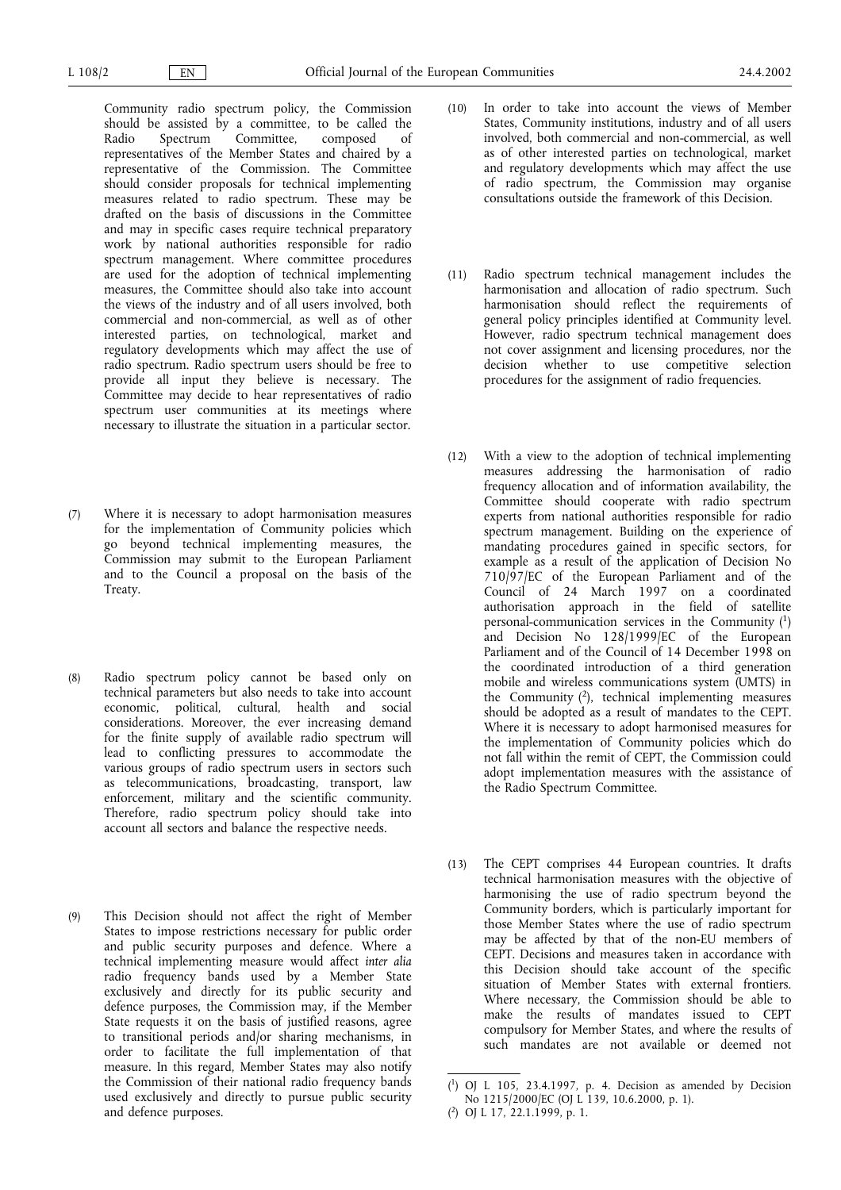Community radio spectrum policy, the Commission should be assisted by a committee, to be called the Radio Spectrum Committee, composed of representatives of the Member States and chaired by a representative of the Commission. The Committee should consider proposals for technical implementing measures related to radio spectrum. These may be drafted on the basis of discussions in the Committee and may in specific cases require technical preparatory work by national authorities responsible for radio spectrum management. Where committee procedures are used for the adoption of technical implementing measures, the Committee should also take into account the views of the industry and of all users involved, both commercial and non-commercial, as well as of other interested parties, on technological, market and regulatory developments which may affect the use of radio spectrum. Radio spectrum users should be free to provide all input they believe is necessary. The Committee may decide to hear representatives of radio spectrum user communities at its meetings where necessary to illustrate the situation in a particular sector.

(7) Where it is necessary to adopt harmonisation measures for the implementation of Community policies which go beyond technical implementing measures, the Commission may submit to the European Parliament and to the Council a proposal on the basis of the Treaty.

(8) Radio spectrum policy cannot be based only on technical parameters but also needs to take into account economic, political, cultural, health and social considerations. Moreover, the ever increasing demand for the finite supply of available radio spectrum will lead to conflicting pressures to accommodate the various groups of radio spectrum users in sectors such as telecommunications, broadcasting, transport, law enforcement, military and the scientific community. Therefore, radio spectrum policy should take into account all sectors and balance the respective needs.

(9) This Decision should not affect the right of Member States to impose restrictions necessary for public order and public security purposes and defence. Where a technical implementing measure would affect *inter alia* radio frequency bands used by a Member State exclusively and directly for its public security and defence purposes, the Commission may, if the Member State requests it on the basis of justified reasons, agree to transitional periods and/or sharing mechanisms, in order to facilitate the full implementation of that measure. In this regard, Member States may also notify the Commission of their national radio frequency bands used exclusively and directly to pursue public security and defence purposes.

(10) In order to take into account the views of Member States, Community institutions, industry and of all users involved, both commercial and non-commercial, as well as of other interested parties on technological, market and regulatory developments which may affect the use of radio spectrum, the Commission may organise consultations outside the framework of this Decision.

(11) Radio spectrum technical management includes the harmonisation and allocation of radio spectrum. Such harmonisation should reflect the requirements of general policy principles identified at Community level. However, radio spectrum technical management does not cover assignment and licensing procedures, nor the decision whether to use competitive selection procedures for the assignment of radio frequencies.

(12) With a view to the adoption of technical implementing measures addressing the harmonisation of radio frequency allocation and of information availability, the Committee should cooperate with radio spectrum experts from national authorities responsible for radio spectrum management. Building on the experience of mandating procedures gained in specific sectors, for example as a result of the application of Decision No 710/97/EC of the European Parliament and of the Council of 24 March 1997 on a coordinated authorisation approach in the field of satellite personal-communication services in the Community [1] and Decision No 128/1999/EC of the European Parliament and of the Council of 14 December 1998 on the coordinated introduction of a third generation mobile and wireless communications system (UMTS) in the Community [2], technical implementing measures should be adopted as a result of mandates to the CEPT. Where it is necessary to adopt harmonised measures for the implementation of Community policies which do not fall within the remit of CEPT, the Commission could adopt implementation measures with the assistance of the Radio Spectrum Committee.

(13) The CEPT comprises 44 European countries. It drafts technical harmonisation measures with the objective of harmonising the use of radio spectrum beyond the Community borders, which is particularly important for those Member States where the use of radio spectrum may be affected by that of the non-EU members of CEPT. Decisions and measures taken in accordance with this Decision should take account of the specific situation of Member States with external frontiers. Where necessary, the Commission should be able to make the results of mandates issued to CEPT compulsory for Member States, and where the results of such mandates are not available or deemed not

---

[1] OJ L 105, 23.4.1997, p. 4. Decision as amended by Decision No 1215/2000/EC (OJ L 139, 10.6.2000, p. 1).

[2] OJ L 17, 22.1.1999, p. 1.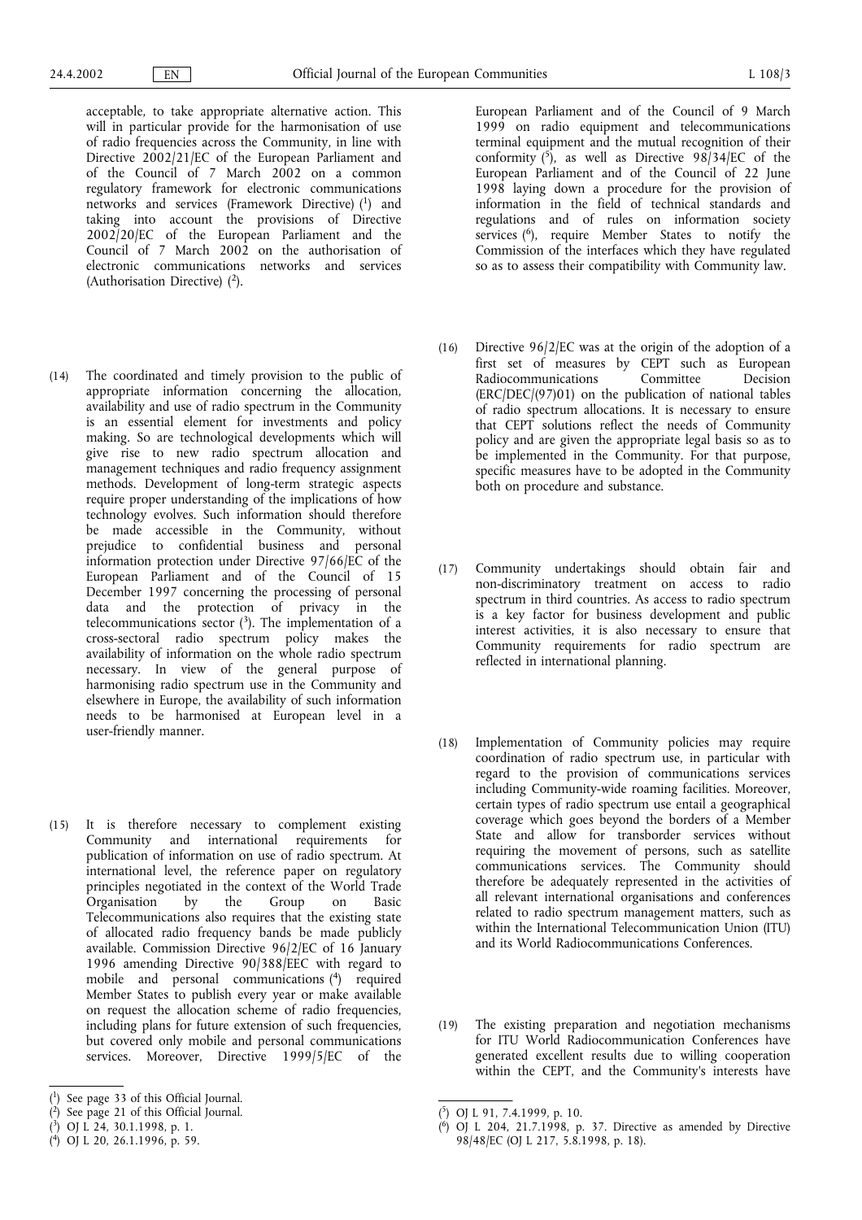acceptable, to take appropriate alternative action. This will in particular provide for the harmonisation of use of radio frequencies across the Community, in line with Directive 2002/21/EC of the European Parliament and of the Council of 7 March 2002 on a common regulatory framework for electronic communications networks and services (Framework Directive) ([1]) and taking into account the provisions of Directive 2002/20/EC of the European Parliament and the Council of 7 March 2002 on the authorisation of electronic communications networks and services (Authorisation Directive) ([2]).

(14) The coordinated and timely provision to the public of appropriate information concerning the allocation, availability and use of radio spectrum in the Community is an essential element for investments and policy making. So are technological developments which will give rise to new radio spectrum allocation and management techniques and radio frequency assignment methods. Development of long-term strategic aspects require proper understanding of the implications of how technology evolves. Such information should therefore be made accessible in the Community, without prejudice to confidential business and personal information protection under Directive 97/66/EC of the European Parliament and of the Council of 15 December 1997 concerning the processing of personal data and the protection of privacy in the telecommunications sector ([3]). The implementation of a cross-sectoral radio spectrum policy makes the availability of information on the whole radio spectrum necessary. In view of the general purpose of harmonising radio spectrum use in the Community and elsewhere in Europe, the availability of such information needs to be harmonised at European level in a user-friendly manner.

(15) It is therefore necessary to complement existing Community and international requirements for publication of information on use of radio spectrum. At international level, the reference paper on regulatory principles negotiated in the context of the World Trade Organisation by the Group on Basic Telecommunications also requires that the existing state of allocated radio frequency bands be made publicly available. Commission Directive 96/2/EC of 16 January 1996 amending Directive 90/388/EEC with regard to mobile and personal communications ([4]) required Member States to publish every year or make available on request the allocation scheme of radio frequencies, including plans for future extension of such frequencies, but covered only mobile and personal communications services. Moreover, Directive 1999/5/EC of the European Parliament and of the Council of 9 March 1999 on radio equipment and telecommunications terminal equipment and the mutual recognition of their conformity ([5]), as well as Directive 98/34/EC of the European Parliament and of the Council of 22 June 1998 laying down a procedure for the provision of information in the field of technical standards and regulations and of rules on information society services ([6]), require Member States to notify the Commission of the interfaces which they have regulated so as to assess their compatibility with Community law.

(16) Directive 96/2/EC was at the origin of the adoption of a first set of measures by CEPT such as European Radiocommunications Committee Decision (ERC/DEC/(97)01) on the publication of national tables of radio spectrum allocations. It is necessary to ensure that CEPT solutions reflect the needs of Community policy and are given the appropriate legal basis so as to be implemented in the Community. For that purpose, specific measures have to be adopted in the Community both on procedure and substance.

(17) Community undertakings should obtain fair and non-discriminatory treatment on access to radio spectrum in third countries. As access to radio spectrum is a key factor for business development and public interest activities, it is also necessary to ensure that Community requirements for radio spectrum are reflected in international planning.

(18) Implementation of Community policies may require coordination of radio spectrum use, in particular with regard to the provision of communications services including Community-wide roaming facilities. Moreover, certain types of radio spectrum use entail a geographical coverage which goes beyond the borders of a Member State and allow for transborder services without requiring the movement of persons, such as satellite communications services. The Community should therefore be adequately represented in the activities of all relevant international organisations and conferences related to radio spectrum management matters, such as within the International Telecommunication Union (ITU) and its World Radiocommunications Conferences.

(19) The existing preparation and negotiation mechanisms for ITU World Radiocommunication Conferences have generated excellent results due to willing cooperation within the CEPT, and the Community's interests have

---

([1]) See page 33 of this Official Journal.

([2]) See page 21 of this Official Journal.

([3]) OJ L 24, 30.1.1998, p. 1.

([4]) OJ L 20, 26.1.1996, p. 59.

([5]) OJ L 91, 7.4.1999, p. 10.

([6]) OJ L 204, 21.7.1998, p. 37. Directive as amended by Directive 98/48/EC (OJ L 217, 5.8.1998, p. 18).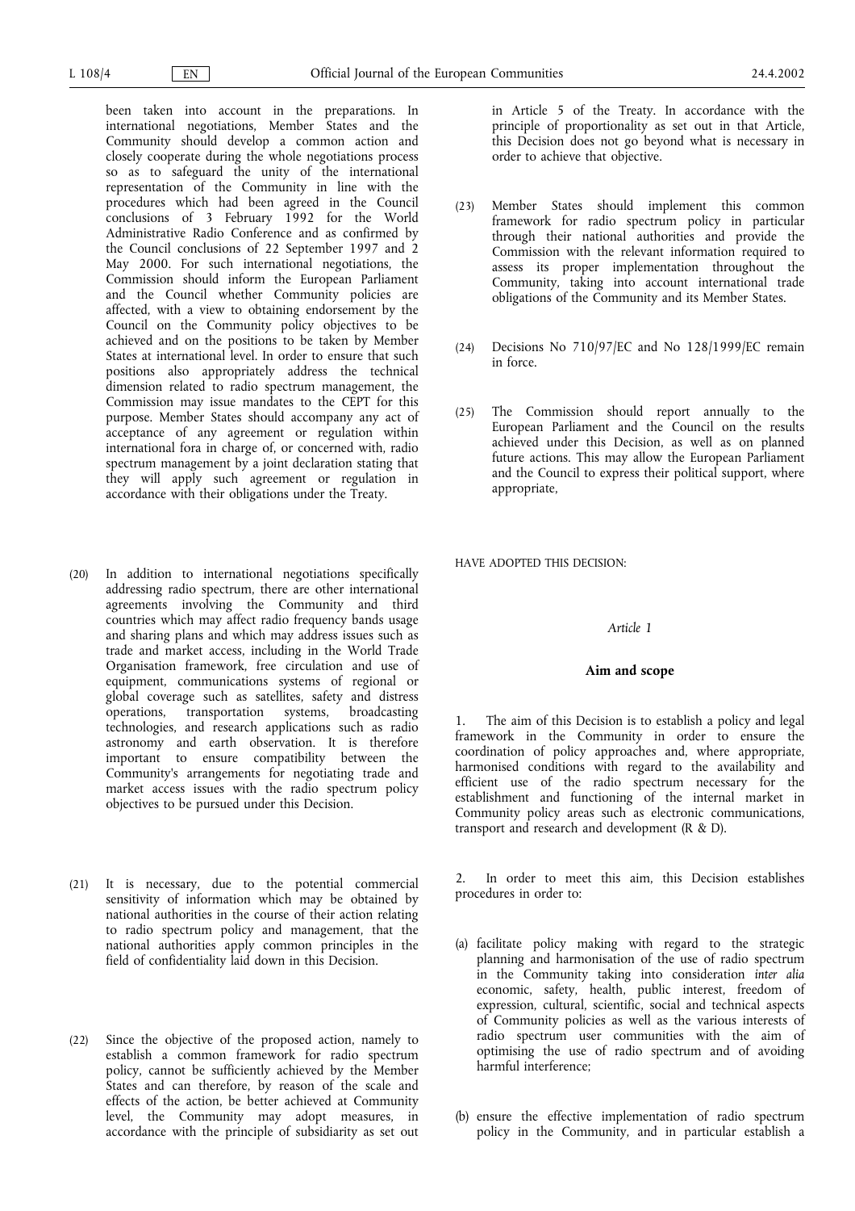been taken into account in the preparations. In international negotiations, Member States and the Community should develop a common action and closely cooperate during the whole negotiations process so as to safeguard the unity of the international representation of the Community in line with the procedures which had been agreed in the Council conclusions of 3 February 1992 for the World Administrative Radio Conference and as confirmed by the Council conclusions of 22 September 1997 and 2 May 2000. For such international negotiations, the Commission should inform the European Parliament and the Council whether Community policies are affected, with a view to obtaining endorsement by the Council on the Community policy objectives to be achieved and on the positions to be taken by Member States at international level. In order to ensure that such positions also appropriately address the technical dimension related to radio spectrum management, the Commission may issue mandates to the CEPT for this purpose. Member States should accompany any act of acceptance of any agreement or regulation within international fora in charge of, or concerned with, radio spectrum management by a joint declaration stating that they will apply such agreement or regulation in accordance with their obligations under the Treaty.

(20) In addition to international negotiations specifically addressing radio spectrum, there are other international agreements involving the Community and third countries which may affect radio frequency bands usage and sharing plans and which may address issues such as trade and market access, including in the World Trade Organisation framework, free circulation and use of equipment, communications systems of regional or global coverage such as satellites, safety and distress operations, transportation systems, broadcasting technologies, and research applications such as radio astronomy and earth observation. It is therefore important to ensure compatibility between the Community's arrangements for negotiating trade and market access issues with the radio spectrum policy objectives to be pursued under this Decision.

(21) It is necessary, due to the potential commercial sensitivity of information which may be obtained by national authorities in the course of their action relating to radio spectrum policy and management, that the national authorities apply common principles in the field of confidentiality laid down in this Decision.

(22) Since the objective of the proposed action, namely to establish a common framework for radio spectrum policy, cannot be sufficiently achieved by the Member States and can therefore, by reason of the scale and effects of the action, be better achieved at Community level, the Community may adopt measures, in accordance with the principle of subsidiarity as set out in Article 5 of the Treaty. In accordance with the principle of proportionality as set out in that Article, this Decision does not go beyond what is necessary in order to achieve that objective.

(23) Member States should implement this common framework for radio spectrum policy in particular through their national authorities and provide the Commission with the relevant information required to assess its proper implementation throughout the Community, taking into account international trade obligations of the Community and its Member States.

(24) Decisions No 710/97/EC and No 128/1999/EC remain in force.

(25) The Commission should report annually to the European Parliament and the Council on the results achieved under this Decision, as well as on planned future actions. This may allow the European Parliament and the Council to express their political support, where appropriate,

HAVE ADOPTED THIS DECISION:

*Article 1*

**Aim and scope**

1. The aim of this Decision is to establish a policy and legal framework in the Community in order to ensure the coordination of policy approaches and, where appropriate, harmonised conditions with regard to the availability and efficient use of the radio spectrum necessary for the establishment and functioning of the internal market in Community policy areas such as electronic communications, transport and research and development (R & D).

2. In order to meet this aim, this Decision establishes procedures in order to:

(a) facilitate policy making with regard to the strategic planning and harmonisation of the use of radio spectrum in the Community taking into consideration *inter alia* economic, safety, health, public interest, freedom of expression, cultural, scientific, social and technical aspects of Community policies as well as the various interests of radio spectrum user communities with the aim of optimising the use of radio spectrum and of avoiding harmful interference;

(b) ensure the effective implementation of radio spectrum policy in the Community, and in particular establish a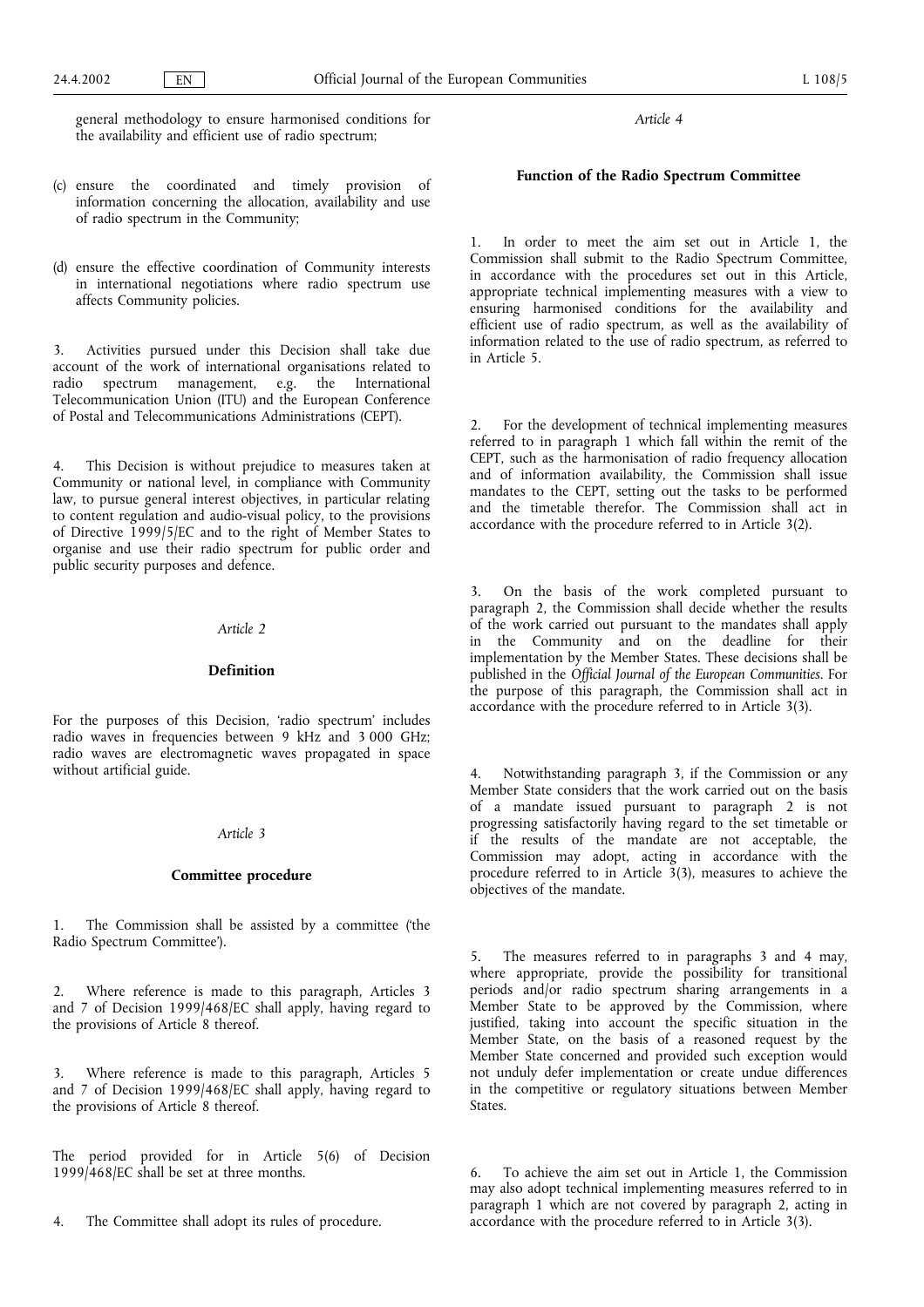general methodology to ensure harmonised conditions for the availability and efficient use of radio spectrum;

(c) ensure the coordinated and timely provision of information concerning the allocation, availability and use of radio spectrum in the Community;

(d) ensure the effective coordination of Community interests in international negotiations where radio spectrum use affects Community policies.

3. Activities pursued under this Decision shall take due account of the work of international organisations related to radio spectrum management, e.g. the International Telecommunication Union (ITU) and the European Conference of Postal and Telecommunications Administrations (CEPT).

4. This Decision is without prejudice to measures taken at Community or national level, in compliance with Community law, to pursue general interest objectives, in particular relating to content regulation and audio-visual policy, to the provisions of Directive 1999/5/EC and to the right of Member States to organise and use their radio spectrum for public order and public security purposes and defence.

*Article 2*

**Definition**

For the purposes of this Decision, 'radio spectrum' includes radio waves in frequencies between 9 kHz and 3 000 GHz; radio waves are electromagnetic waves propagated in space without artificial guide.

*Article 3*

**Committee procedure**

1. The Commission shall be assisted by a committee ('the Radio Spectrum Committee').

2. Where reference is made to this paragraph, Articles 3 and 7 of Decision 1999/468/EC shall apply, having regard to the provisions of Article 8 thereof.

3. Where reference is made to this paragraph, Articles 5 and 7 of Decision 1999/468/EC shall apply, having regard to the provisions of Article 8 thereof.

The period provided for in Article 5(6) of Decision 1999/468/EC shall be set at three months.

4. The Committee shall adopt its rules of procedure.

*Article 4*

**Function of the Radio Spectrum Committee**

1. In order to meet the aim set out in Article 1, the Commission shall submit to the Radio Spectrum Committee, in accordance with the procedures set out in this Article, appropriate technical implementing measures with a view to ensuring harmonised conditions for the availability and efficient use of radio spectrum, as well as the availability of information related to the use of radio spectrum, as referred to in Article 5.

2. For the development of technical implementing measures referred to in paragraph 1 which fall within the remit of the CEPT, such as the harmonisation of radio frequency allocation and of information availability, the Commission shall issue mandates to the CEPT, setting out the tasks to be performed and the timetable therefor. The Commission shall act in accordance with the procedure referred to in Article 3(2).

3. On the basis of the work completed pursuant to paragraph 2, the Commission shall decide whether the results of the work carried out pursuant to the mandates shall apply in the Community and on the deadline for their implementation by the Member States. These decisions shall be published in the *Official Journal of the European Communities*. For the purpose of this paragraph, the Commission shall act in accordance with the procedure referred to in Article 3(3).

4. Notwithstanding paragraph 3, if the Commission or any Member State considers that the work carried out on the basis of a mandate issued pursuant to paragraph 2 is not progressing satisfactorily having regard to the set timetable or if the results of the mandate are not acceptable, the Commission may adopt, acting in accordance with the procedure referred to in Article 3(3), measures to achieve the objectives of the mandate.

5. The measures referred to in paragraphs 3 and 4 may, where appropriate, provide the possibility for transitional periods and/or radio spectrum sharing arrangements in a Member State to be approved by the Commission, where justified, taking into account the specific situation in the Member State, on the basis of a reasoned request by the Member State concerned and provided such exception would not unduly defer implementation or create undue differences in the competitive or regulatory situations between Member States.

6. To achieve the aim set out in Article 1, the Commission may also adopt technical implementing measures referred to in paragraph 1 which are not covered by paragraph 2, acting in accordance with the procedure referred to in Article 3(3).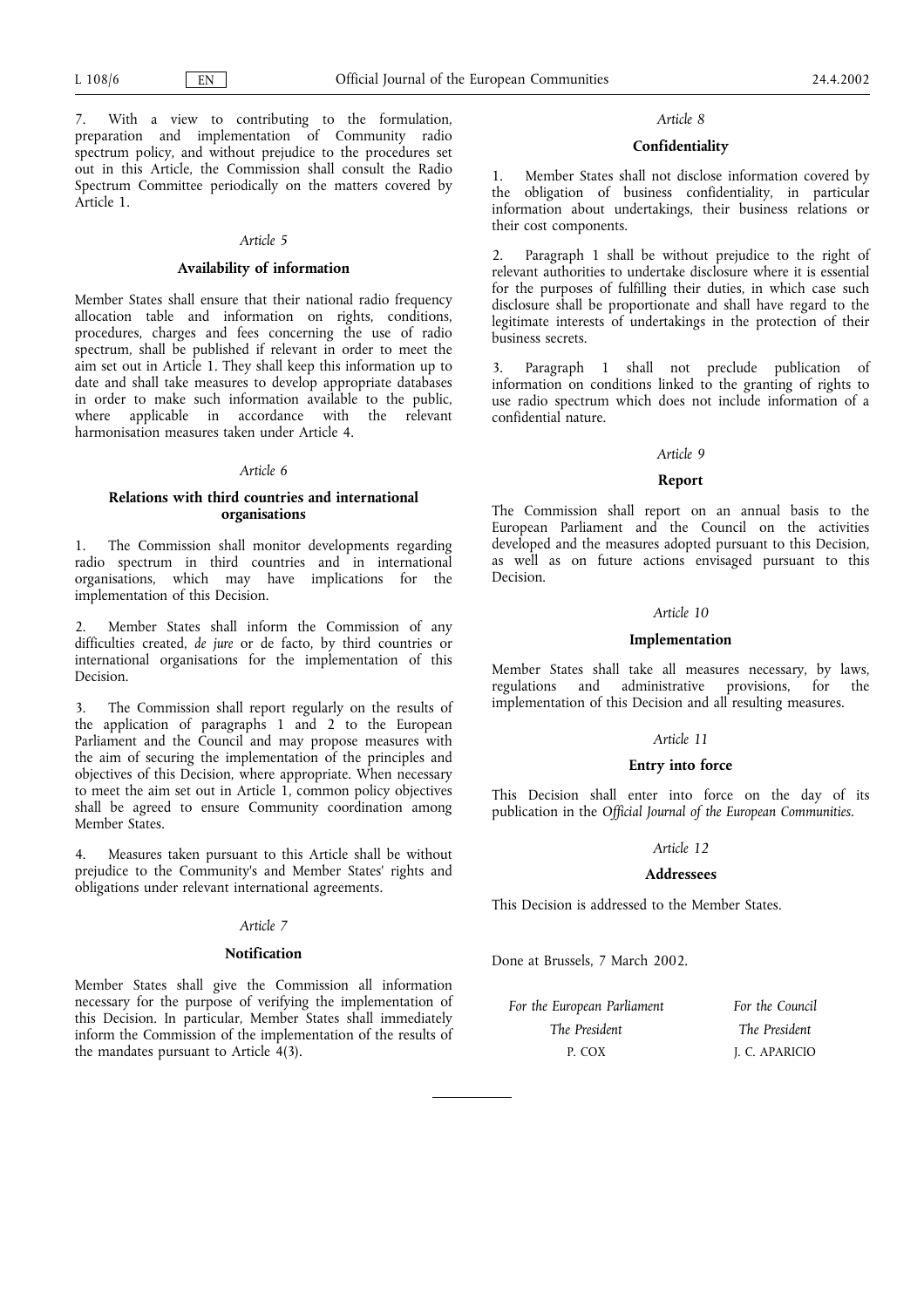7. With a view to contributing to the formulation, preparation and implementation of Community radio spectrum policy, and without prejudice to the procedures set out in this Article, the Commission shall consult the Radio Spectrum Committee periodically on the matters covered by Article 1.

*Article 5*

**Availability of information**

Member States shall ensure that their national radio frequency allocation table and information on rights, conditions, procedures, charges and fees concerning the use of radio spectrum, shall be published if relevant in order to meet the aim set out in Article 1. They shall keep this information up to date and shall take measures to develop appropriate databases in order to make such information available to the public, where applicable in accordance with the relevant harmonisation measures taken under Article 4.

*Article 6*

**Relations with third countries and international organisations**

1. The Commission shall monitor developments regarding radio spectrum in third countries and in international organisations, which may have implications for the implementation of this Decision.

2. Member States shall inform the Commission of any difficulties created, *de jure* or de facto, by third countries or international organisations for the implementation of this Decision.

3. The Commission shall report regularly on the results of the application of paragraphs 1 and 2 to the European Parliament and the Council and may propose measures with the aim of securing the implementation of the principles and objectives of this Decision, where appropriate. When necessary to meet the aim set out in Article 1, common policy objectives shall be agreed to ensure Community coordination among Member States.

4. Measures taken pursuant to this Article shall be without prejudice to the Community's and Member States' rights and obligations under relevant international agreements.

*Article 7*

**Notification**

Member States shall give the Commission all information necessary for the purpose of verifying the implementation of this Decision. In particular, Member States shall immediately inform the Commission of the implementation of the results of the mandates pursuant to Article 4(3).

*Article 8*

**Confidentiality**

1. Member States shall not disclose information covered by the obligation of business confidentiality, in particular information about undertakings, their business relations or their cost components.

2. Paragraph 1 shall be without prejudice to the right of relevant authorities to undertake disclosure where it is essential for the purposes of fulfilling their duties, in which case such disclosure shall be proportionate and shall have regard to the legitimate interests of undertakings in the protection of their business secrets.

3. Paragraph 1 shall not preclude publication of information on conditions linked to the granting of rights to use radio spectrum which does not include information of a confidential nature.

*Article 9*

**Report**

The Commission shall report on an annual basis to the European Parliament and the Council on the activities developed and the measures adopted pursuant to this Decision, as well as on future actions envisaged pursuant to this Decision.

*Article 10*

**Implementation**

Member States shall take all measures necessary, by laws, regulations and administrative provisions, for the implementation of this Decision and all resulting measures.

*Article 11*

**Entry into force**

This Decision shall enter into force on the day of its publication in the *Official Journal of the European Communities*.

*Article 12*

**Addressees**

This Decision is addressed to the Member States.

Done at Brussels, 7 March 2002.

| | |
|---|---|
| *For the European Parliament* | *For the Council* |
| *The President* | *The President* |
| P. COX | J. C. APARICIO |